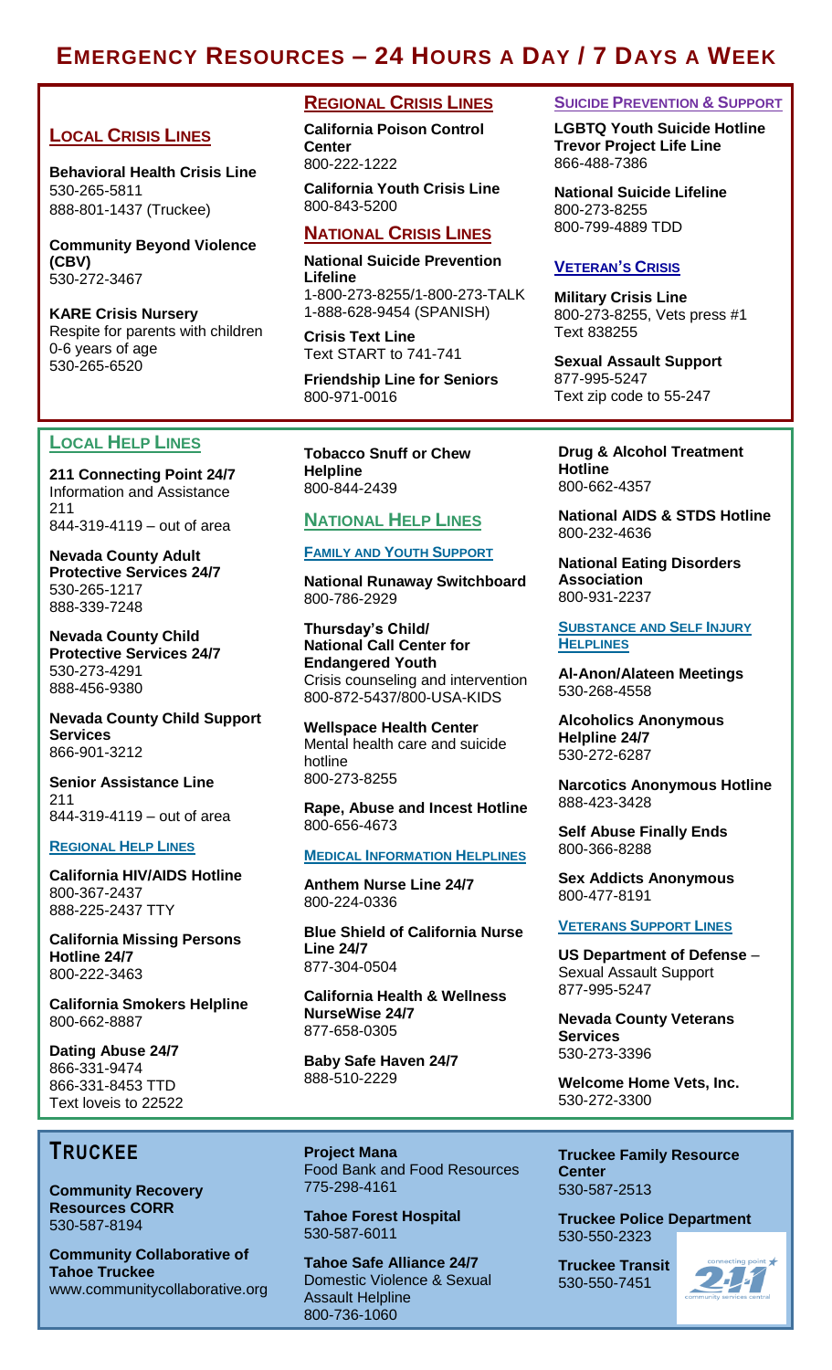# EMERGENCY RESOURCES – 24 HOURS A DAY / 7 DAYS A WEEK

## LOCAL CRISIS LINES

**Behavioral Health Crisis Line**
530-265-5811
888-801-1437 (Truckee)

**Community Beyond Violence (CBV)**
530-272-3467

**KARE Crisis Nursery**
Respite for parents with children 0-6 years of age
530-265-6520

## REGIONAL CRISIS LINES

**California Poison Control Center**
800-222-1222

**California Youth Crisis Line**
800-843-5200

## NATIONAL CRISIS LINES

**National Suicide Prevention Lifeline**
1-800-273-8255/1-800-273-TALK
1-888-628-9454 (SPANISH)

**Crisis Text Line**
Text START to 741-741

**Friendship Line for Seniors**
800-971-0016

## SUICIDE PREVENTION & SUPPORT

**LGBTQ Youth Suicide Hotline Trevor Project Life Line**
866-488-7386

**National Suicide Lifeline**
800-273-8255
800-799-4889 TDD

## VETERAN'S CRISIS

**Military Crisis Line**
800-273-8255, Vets press #1
Text 838255

**Sexual Assault Support**
877-995-5247
Text zip code to 55-247

## LOCAL HELP LINES

**211 Connecting Point 24/7**
Information and Assistance
211
844-319-4119 – out of area

**Nevada County Adult Protective Services 24/7**
530-265-1217
888-339-7248

**Nevada County Child Protective Services 24/7**
530-273-4291
888-456-9380

**Nevada County Child Support Services**
866-901-3212

**Senior Assistance Line**
211
844-319-4119 – out of area

### REGIONAL HELP LINES

**California HIV/AIDS Hotline**
800-367-2437
888-225-2437 TTY

**California Missing Persons Hotline 24/7**
800-222-3463

**California Smokers Helpline**
800-662-8887

**Dating Abuse 24/7**
866-331-9474
866-331-8453 TTD
Text loveis to 22522

**Tobacco Snuff or Chew Helpline**
800-844-2439

## NATIONAL HELP LINES

### FAMILY AND YOUTH SUPPORT

**National Runaway Switchboard**
800-786-2929

**Thursday's Child/ National Call Center for Endangered Youth**
Crisis counseling and intervention
800-872-5437/800-USA-KIDS

**Wellspace Health Center**
Mental health care and suicide hotline
800-273-8255

**Rape, Abuse and Incest Hotline**
800-656-4673

### MEDICAL INFORMATION HELPLINES

**Anthem Nurse Line 24/7**
800-224-0336

**Blue Shield of California Nurse Line 24/7**
877-304-0504

**California Health & Wellness NurseWise 24/7**
877-658-0305

**Baby Safe Haven 24/7**
888-510-2229

**Drug & Alcohol Treatment Hotline**
800-662-4357

**National AIDS & STDS Hotline**
800-232-4636

**National Eating Disorders Association**
800-931-2237

### SUBSTANCE AND SELF INJURY HELPLINES

**Al-Anon/Alateen Meetings**
530-268-4558

**Alcoholics Anonymous Helpline 24/7**
530-272-6287

**Narcotics Anonymous Hotline**
888-423-3428

**Self Abuse Finally Ends**
800-366-8288

**Sex Addicts Anonymous**
800-477-8191

### VETERANS SUPPORT LINES

**US Department of Defense** – Sexual Assault Support
877-995-5247

**Nevada County Veterans Services**
530-273-3396

**Welcome Home Vets, Inc.**
530-272-3300

## TRUCKEE

**Community Recovery Resources CORR**
530-587-8194

**Community Collaborative of Tahoe Truckee**
www.communitycollaborative.org

**Project Mana**
Food Bank and Food Resources
775-298-4161

**Tahoe Forest Hospital**
530-587-6011

**Tahoe Safe Alliance 24/7**
Domestic Violence & Sexual Assault Helpline
800-736-1060

**Truckee Family Resource Center**
530-587-2513

**Truckee Police Department**
530-550-2323

**Truckee Transit**
530-550-7451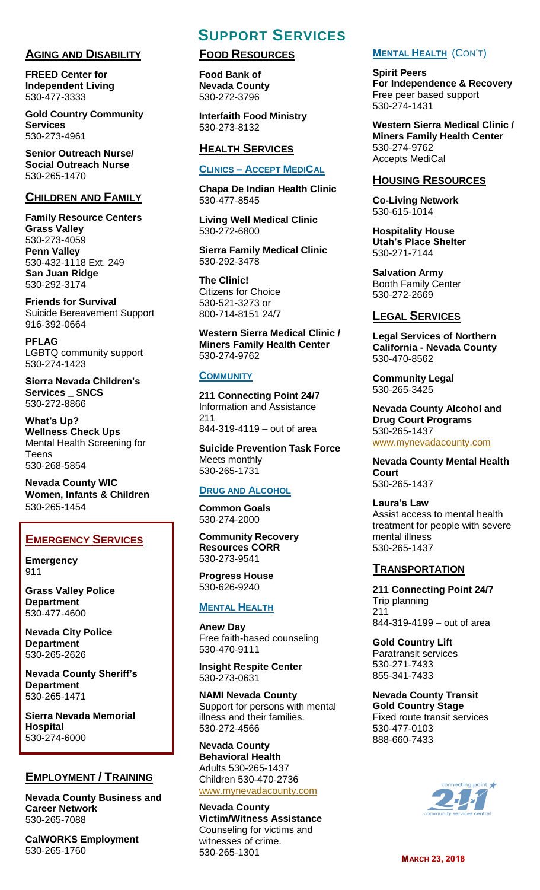# SUPPORT SERVICES

## AGING AND DISABILITY

**FREED Center for Independent Living**
530-477-3333

**Gold Country Community Services**
530-273-4961

**Senior Outreach Nurse/ Social Outreach Nurse**
530-265-1470

## CHILDREN AND FAMILY

**Family Resource Centers**
**Grass Valley**
530-273-4059
**Penn Valley**
530-432-1118 Ext. 249
**San Juan Ridge**
530-292-3174

**Friends for Survival**
Suicide Bereavement Support
916-392-0664

**PFLAG**
LGBTQ community support
530-274-1423

**Sierra Nevada Children's Services _ SNCS**
530-272-8866

**What's Up? Wellness Check Ups**
Mental Health Screening for Teens
530-268-5854

**Nevada County WIC Women, Infants & Children**
530-265-1454

## EMERGENCY SERVICES

**Emergency**
911

**Grass Valley Police Department**
530-477-4600

**Nevada City Police Department**
530-265-2626

**Nevada County Sheriff's Department**
530-265-1471

**Sierra Nevada Memorial Hospital**
530-274-6000

## EMPLOYMENT / TRAINING

**Nevada County Business and Career Network**
530-265-7088

**CalWORKS Employment**
530-265-1760

## FOOD RESOURCES

**Food Bank of Nevada County**
530-272-3796

**Interfaith Food Ministry**
530-273-8132

## HEALTH SERVICES

### CLINICS – ACCEPT MEDICAL

**Chapa De Indian Health Clinic**
530-477-8545

**Living Well Medical Clinic**
530-272-6800

**Sierra Family Medical Clinic**
530-292-3478

**The Clinic!**
Citizens for Choice
530-521-3273 or
800-714-8151 24/7

**Western Sierra Medical Clinic / Miners Family Health Center**
530-274-9762

### COMMUNITY

**211 Connecting Point 24/7**
Information and Assistance
211
844-319-4119 – out of area

**Suicide Prevention Task Force**
Meets monthly
530-265-1731

### DRUG AND ALCOHOL

**Common Goals**
530-274-2000

**Community Recovery Resources CORR**
530-273-9541

**Progress House**
530-626-9240

### MENTAL HEALTH

**Anew Day**
Free faith-based counseling
530-470-9111

**Insight Respite Center**
530-273-0631

**NAMI Nevada County**
Support for persons with mental illness and their families.
530-272-4566

**Nevada County Behavioral Health**
Adults 530-265-1437
Children 530-470-2736
www.mynevadacounty.com

**Nevada County Victim/Witness Assistance**
Counseling for victims and witnesses of crime.
530-265-1301

### MENTAL HEALTH (CON'T)

**Spirit Peers For Independence & Recovery**
Free peer based support
530-274-1431

**Western Sierra Medical Clinic / Miners Family Health Center**
530-274-9762
Accepts MediCal

## HOUSING RESOURCES

**Co-Living Network**
530-615-1014

**Hospitality House Utah's Place Shelter**
530-271-7144

**Salvation Army**
Booth Family Center
530-272-2669

## LEGAL SERVICES

**Legal Services of Northern California - Nevada County**
530-470-8562

**Community Legal**
530-265-3425

**Nevada County Alcohol and Drug Court Programs**
530-265-1437
www.mynevadacounty.com

**Nevada County Mental Health Court**
530-265-1437

**Laura's Law**
Assist access to mental health treatment for people with severe mental illness
530-265-1437

## TRANSPORTATION

**211 Connecting Point 24/7**
Trip planning
211
844-319-4199 – out of area

**Gold Country Lift**
Paratransit services
530-271-7433
855-341-7433

**Nevada County Transit Gold Country Stage**
Fixed route transit services
530-477-0103
888-660-7433

connecting point 2-1-1 community services central

MARCH 23, 2018